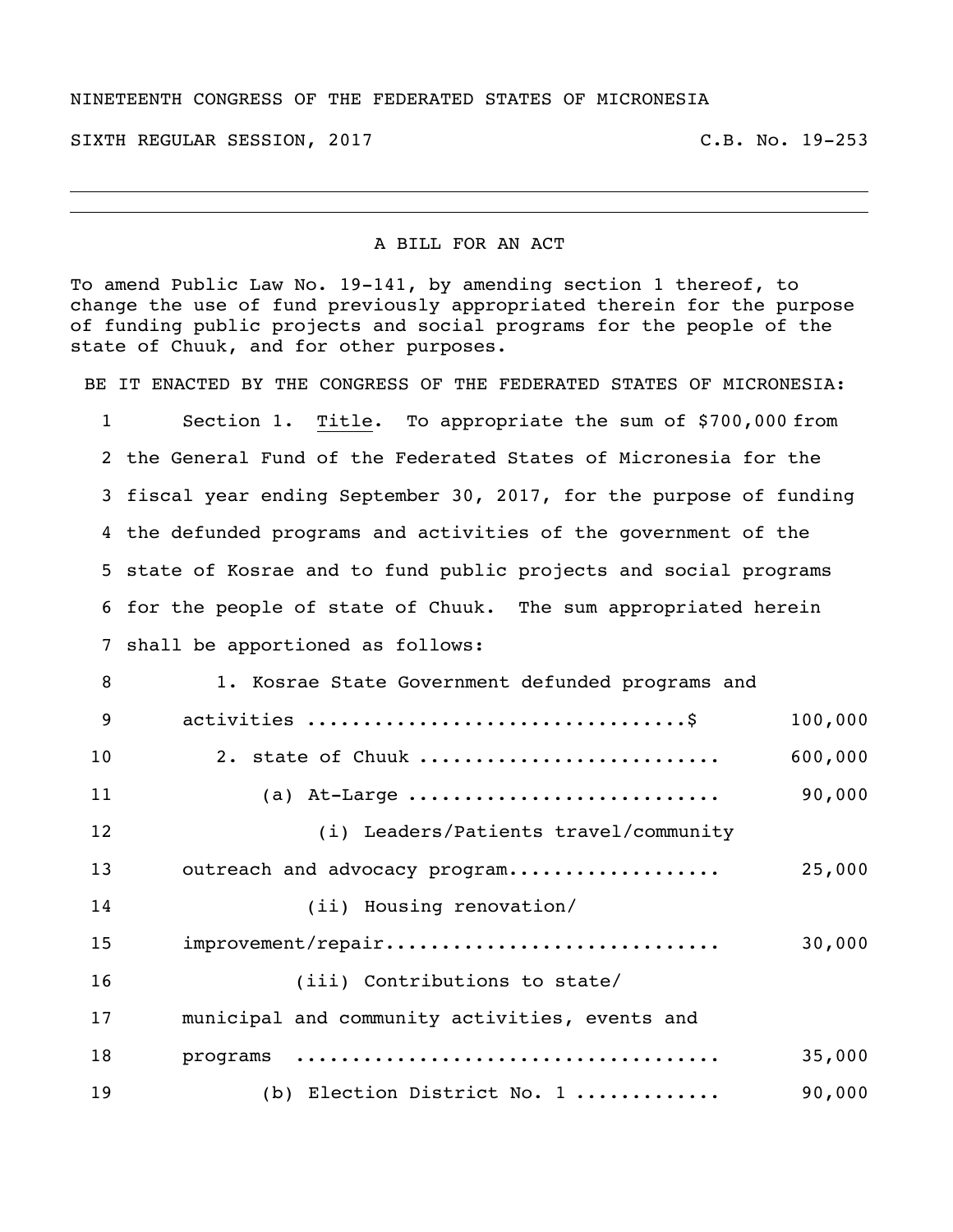NINETEENTH CONGRESS OF THE FEDERATED STATES OF MICRONESIA

SIXTH REGULAR SESSION, 2017 C.B. No. 19-253

---

A BILL FOR AN ACT

To amend Public Law No. 19-141, by amending section 1 thereof, to change the use of fund previously appropriated therein for the purpose of funding public projects and social programs for the people of the state of Chuuk, and for other purposes.

BE IT ENACTED BY THE CONGRESS OF THE FEDERATED STATES OF MICRONESIA:

1 Section 1. Title. To appropriate the sum of $700,000 from
2 the General Fund of the Federated States of Micronesia for the
3 fiscal year ending September 30, 2017, for the purpose of funding
4 the defunded programs and activities of the government of the
5 state of Kosrae and to fund public projects and social programs
6 for the people of state of Chuuk. The sum appropriated herein
7 shall be apportioned as follows:

8 1. Kosrae State Government defunded programs and
9 activities ................................$ 100,000
10 2. state of Chuuk .......................... 600,000
11 (a) At-Large ........................... 90,000
12 (i) Leaders/Patients travel/community
13 outreach and advocacy program................... 25,000
14 (ii) Housing renovation/
15 improvement/repair............................. 30,000
16 (iii) Contributions to state/
17 municipal and community activities, events and
18 programs ..................................... 35,000
19 (b) Election District No. 1 ............ 90,000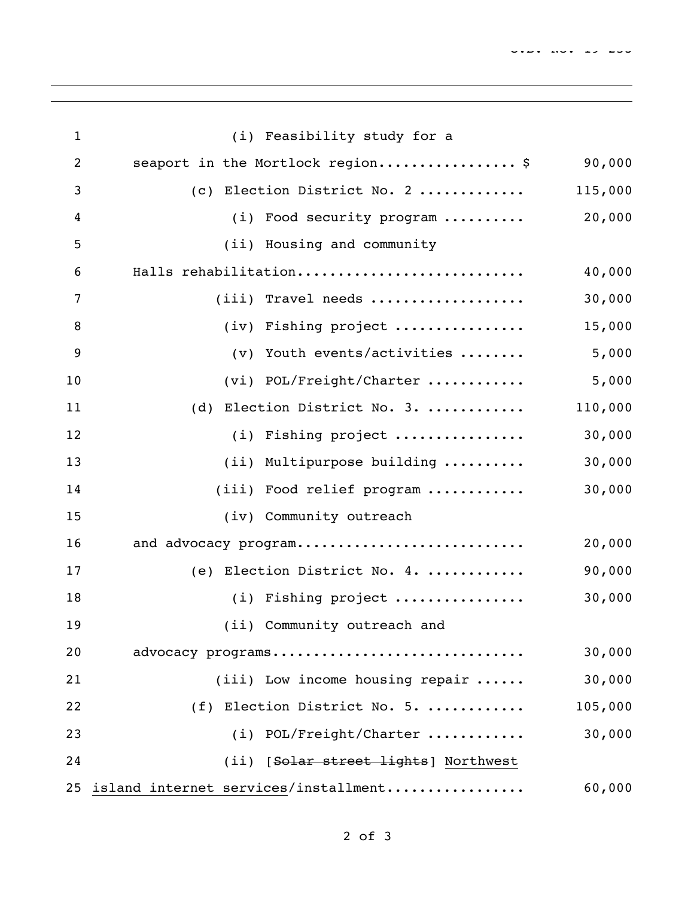(i) Feasibility study for a seaport in the Mortlock region................ $ 90,000

(c) Election District No. 2 ............ 115,000

(i) Food security program .......... 20,000

(ii) Housing and community Halls rehabilitation........................... 40,000

(iii) Travel needs ................... 30,000

(iv) Fishing project ................ 15,000

(v) Youth events/activities ........ 5,000

(vi) POL/Freight/Charter ............ 5,000

(d) Election District No. 3. ........... 110,000

(i) Fishing project ................ 30,000

(ii) Multipurpose building .......... 30,000

(iii) Food relief program ............ 30,000

(iv) Community outreach and advocacy program........................... 20,000

(e) Election District No. 4. ........... 90,000

(i) Fishing project ................ 30,000

(ii) Community outreach and advocacy programs.............................. 30,000

(iii) Low income housing repair ...... 30,000

(f) Election District No. 5. ........... 105,000

(i) POL/Freight/Charter ............ 30,000

(ii) [~~Solar street lights~~] <u>Northwest island internet services</u>/installment................. 60,000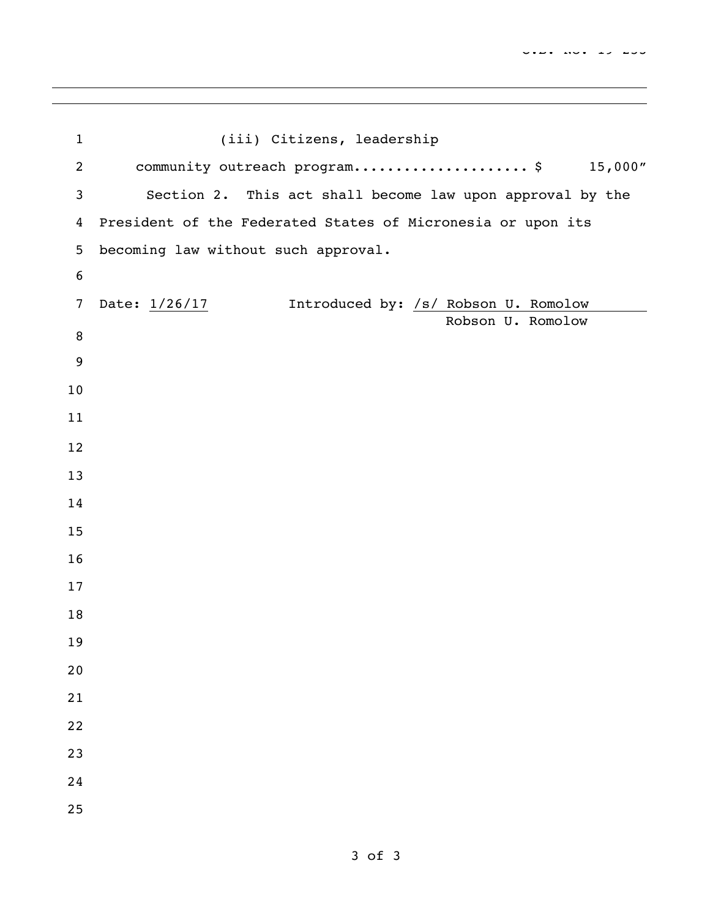(iii) Citizens, leadership community outreach program.................... $ 15,000"

Section 2. This act shall become law upon approval by the President of the Federated States of Micronesia or upon its becoming law without such approval.

Date: 1/26/17 Introduced by: /s/ Robson U. Romolow
Robson U. Romolow